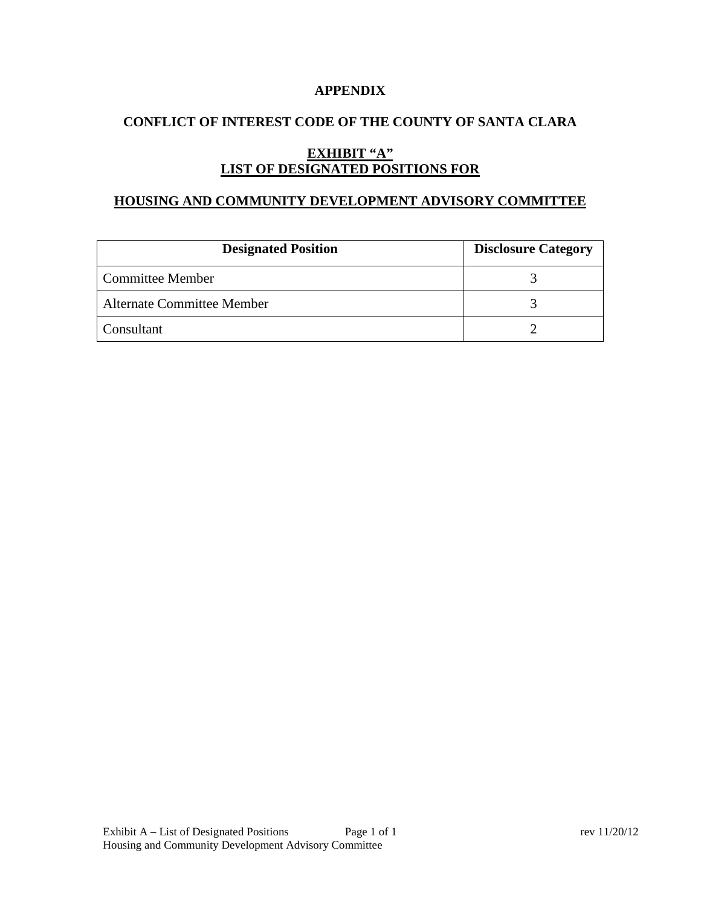# APPENDIX

## CONFLICT OF INTEREST CODE OF THE COUNTY OF SANTA CLARA

### EXHIBIT "A"
### LIST OF DESIGNATED POSITIONS FOR

### HOUSING AND COMMUNITY DEVELOPMENT ADVISORY COMMITTEE

| Designated Position | Disclosure Category |
| --- | --- |
| Committee Member | 3 |
| Alternate Committee Member | 3 |
| Consultant | 2 |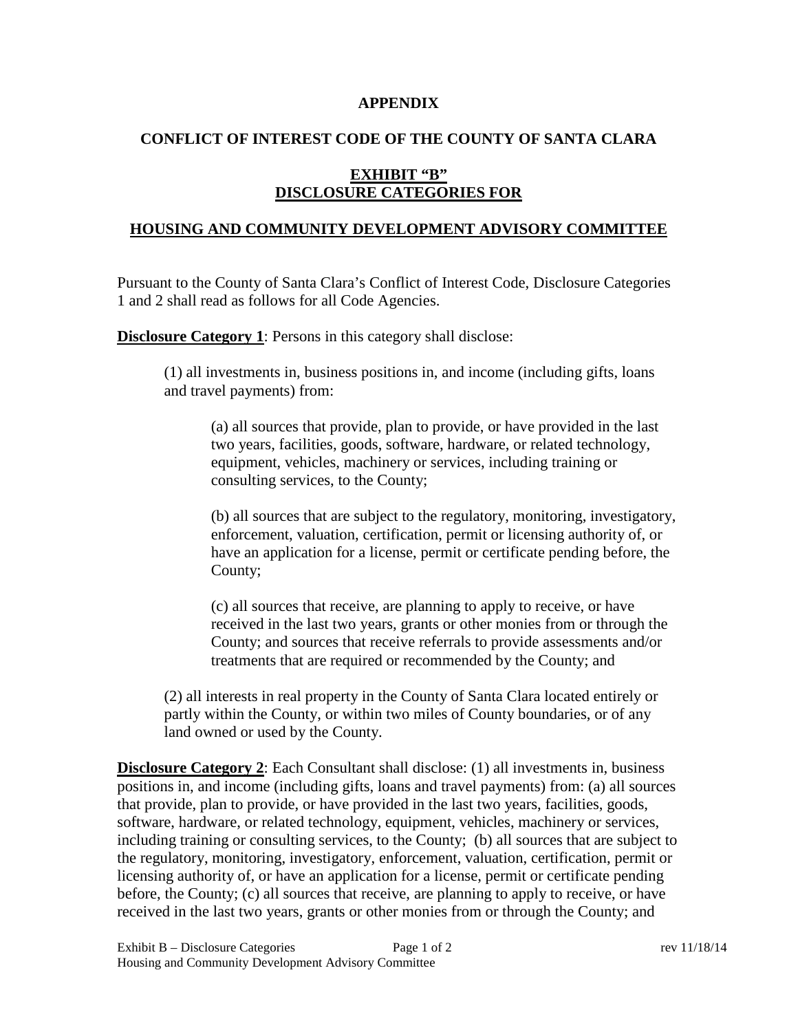**APPENDIX**

**CONFLICT OF INTEREST CODE OF THE COUNTY OF SANTA CLARA**

**EXHIBIT "B"**
**DISCLOSURE CATEGORIES FOR**

**HOUSING AND COMMUNITY DEVELOPMENT ADVISORY COMMITTEE**

Pursuant to the County of Santa Clara's Conflict of Interest Code, Disclosure Categories 1 and 2 shall read as follows for all Code Agencies.

**Disclosure Category 1**: Persons in this category shall disclose:

(1) all investments in, business positions in, and income (including gifts, loans and travel payments) from:

(a) all sources that provide, plan to provide, or have provided in the last two years, facilities, goods, software, hardware, or related technology, equipment, vehicles, machinery or services, including training or consulting services, to the County;

(b) all sources that are subject to the regulatory, monitoring, investigatory, enforcement, valuation, certification, permit or licensing authority of, or have an application for a license, permit or certificate pending before, the County;

(c) all sources that receive, are planning to apply to receive, or have received in the last two years, grants or other monies from or through the County; and sources that receive referrals to provide assessments and/or treatments that are required or recommended by the County; and

(2) all interests in real property in the County of Santa Clara located entirely or partly within the County, or within two miles of County boundaries, or of any land owned or used by the County.

**Disclosure Category 2**: Each Consultant shall disclose: (1) all investments in, business positions in, and income (including gifts, loans and travel payments) from: (a) all sources that provide, plan to provide, or have provided in the last two years, facilities, goods, software, hardware, or related technology, equipment, vehicles, machinery or services, including training or consulting services, to the County; (b) all sources that are subject to the regulatory, monitoring, investigatory, enforcement, valuation, certification, permit or licensing authority of, or have an application for a license, permit or certificate pending before, the County; (c) all sources that receive, are planning to apply to receive, or have received in the last two years, grants or other monies from or through the County; and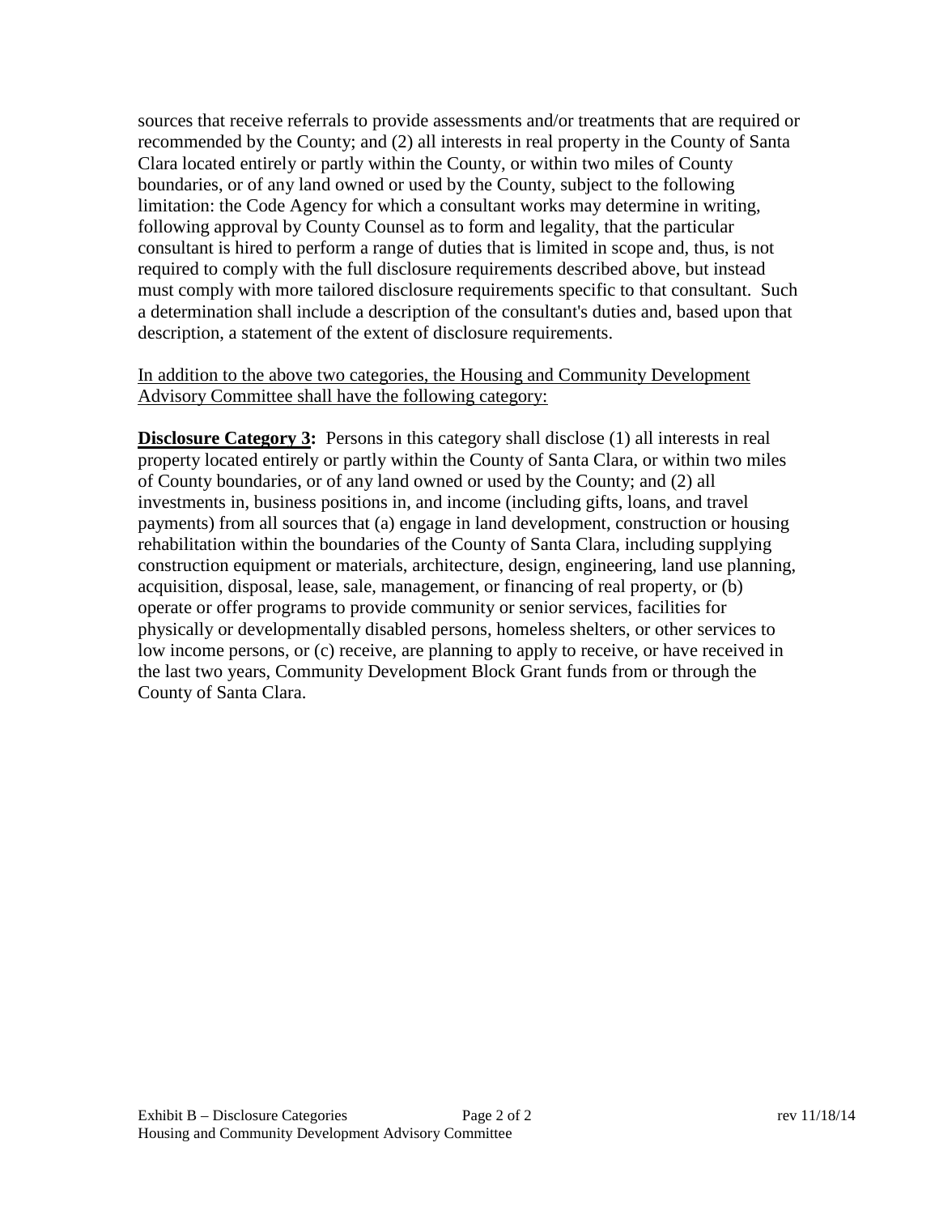sources that receive referrals to provide assessments and/or treatments that are required or recommended by the County; and (2) all interests in real property in the County of Santa Clara located entirely or partly within the County, or within two miles of County boundaries, or of any land owned or used by the County, subject to the following limitation: the Code Agency for which a consultant works may determine in writing, following approval by County Counsel as to form and legality, that the particular consultant is hired to perform a range of duties that is limited in scope and, thus, is not required to comply with the full disclosure requirements described above, but instead must comply with more tailored disclosure requirements specific to that consultant. Such a determination shall include a description of the consultant's duties and, based upon that description, a statement of the extent of disclosure requirements.

<u>In addition to the above two categories, the Housing and Community Development Advisory Committee shall have the following category:</u>

**<u>Disclosure Category 3</u>:** Persons in this category shall disclose (1) all interests in real property located entirely or partly within the County of Santa Clara, or within two miles of County boundaries, or of any land owned or used by the County; and (2) all investments in, business positions in, and income (including gifts, loans, and travel payments) from all sources that (a) engage in land development, construction or housing rehabilitation within the boundaries of the County of Santa Clara, including supplying construction equipment or materials, architecture, design, engineering, land use planning, acquisition, disposal, lease, sale, management, or financing of real property, or (b) operate or offer programs to provide community or senior services, facilities for physically or developmentally disabled persons, homeless shelters, or other services to low income persons, or (c) receive, are planning to apply to receive, or have received in the last two years, Community Development Block Grant funds from or through the County of Santa Clara.